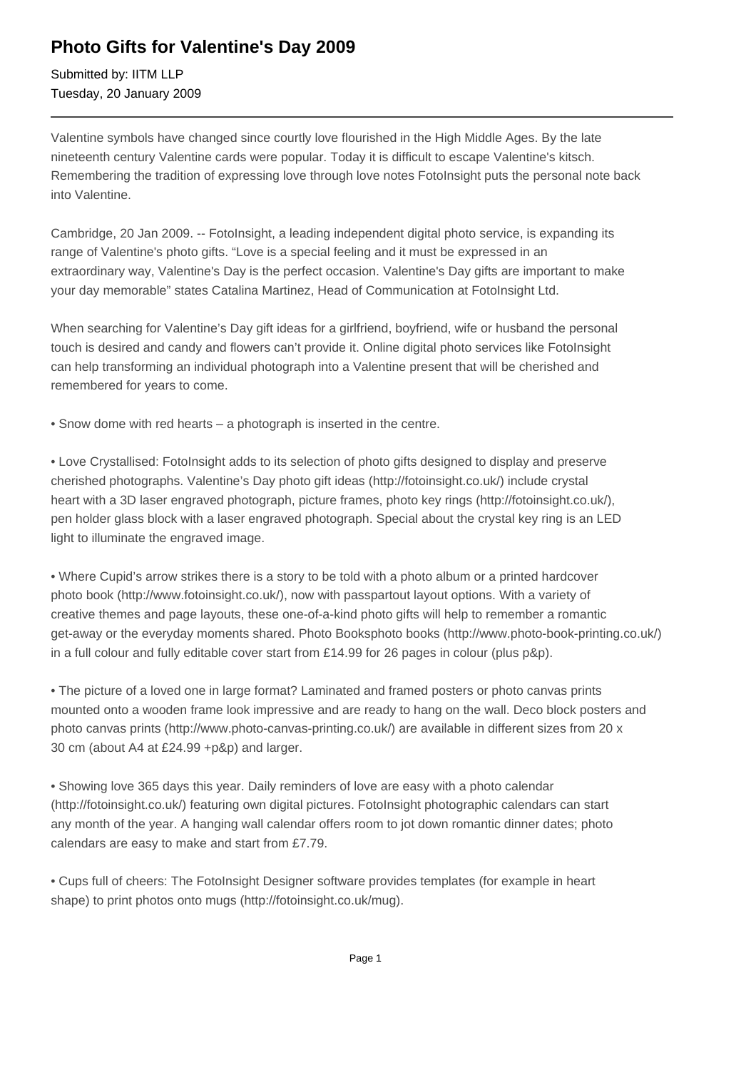# Photo Gifts for Valentine's Day 2009

Submitted by: IITM LLP
Tuesday, 20 January 2009

---

Valentine symbols have changed since courtly love flourished in the High Middle Ages. By the late nineteenth century Valentine cards were popular. Today it is difficult to escape Valentine's kitsch. Remembering the tradition of expressing love through love notes FotoInsight puts the personal note back into Valentine.

Cambridge, 20 Jan 2009. -- FotoInsight, a leading independent digital photo service, is expanding its range of Valentine's photo gifts. “Love is a special feeling and it must be expressed in an extraordinary way, Valentine's Day is the perfect occasion. Valentine's Day gifts are important to make your day memorable” states Catalina Martinez, Head of Communication at FotoInsight Ltd.

When searching for Valentine’s Day gift ideas for a girlfriend, boyfriend, wife or husband the personal touch is desired and candy and flowers can’t provide it. Online digital photo services like FotoInsight can help transforming an individual photograph into a Valentine present that will be cherished and remembered for years to come.

• Snow dome with red hearts – a photograph is inserted in the centre.

• Love Crystallised: FotoInsight adds to its selection of photo gifts designed to display and preserve cherished photographs. Valentine’s Day photo gift ideas (http://fotoinsight.co.uk/) include crystal heart with a 3D laser engraved photograph, picture frames, photo key rings (http://fotoinsight.co.uk/), pen holder glass block with a laser engraved photograph. Special about the crystal key ring is an LED light to illuminate the engraved image.

• Where Cupid’s arrow strikes there is a story to be told with a photo album or a printed hardcover photo book (http://www.fotoinsight.co.uk/), now with passpartout layout options. With a variety of creative themes and page layouts, these one-of-a-kind photo gifts will help to remember a romantic get-away or the everyday moments shared. Photo Booksphoto books (http://www.photo-book-printing.co.uk/) in a full colour and fully editable cover start from £14.99 for 26 pages in colour (plus p&p).

• The picture of a loved one in large format? Laminated and framed posters or photo canvas prints mounted onto a wooden frame look impressive and are ready to hang on the wall. Deco block posters and photo canvas prints (http://www.photo-canvas-printing.co.uk/) are available in different sizes from 20 x 30 cm (about A4 at £24.99 +p&p) and larger.

• Showing love 365 days this year. Daily reminders of love are easy with a photo calendar (http://fotoinsight.co.uk/) featuring own digital pictures. FotoInsight photographic calendars can start any month of the year. A hanging wall calendar offers room to jot down romantic dinner dates; photo calendars are easy to make and start from £7.79.

• Cups full of cheers: The FotoInsight Designer software provides templates (for example in heart shape) to print photos onto mugs (http://fotoinsight.co.uk/mug).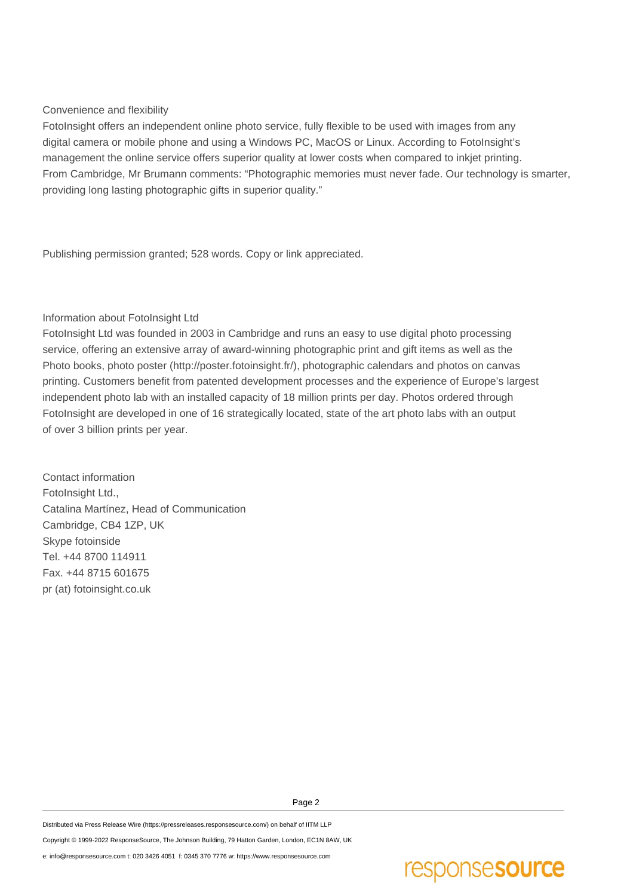### Convenience and flexibility

FotoInsight offers an independent online photo service, fully flexible to be used with images from any digital camera or mobile phone and using a Windows PC, MacOS or Linux. According to FotoInsight's management the online service offers superior quality at lower costs when compared to inkjet printing. From Cambridge, Mr Brumann comments: "Photographic memories must never fade. Our technology is smarter, providing long lasting photographic gifts in superior quality."

Publishing permission granted; 528 words. Copy or link appreciated.

### Information about FotoInsight Ltd

FotoInsight Ltd was founded in 2003 in Cambridge and runs an easy to use digital photo processing service, offering an extensive array of award-winning photographic print and gift items as well as the Photo books, photo poster (http://poster.fotoinsight.fr/), photographic calendars and photos on canvas printing. Customers benefit from patented development processes and the experience of Europe's largest independent photo lab with an installed capacity of 18 million prints per day. Photos ordered through FotoInsight are developed in one of 16 strategically located, state of the art photo labs with an output of over 3 billion prints per year.

### Contact information

FotoInsight Ltd.,
Catalina Martínez, Head of Communication
Cambridge, CB4 1ZP, UK
Skype fotoinside
Tel. +44 8700 114911
Fax. +44 8715 601675
pr (at) fotoinsight.co.uk

Distributed via Press Release Wire (https://pressreleases.responsesource.com/) on behalf of IITM LLP

Copyright © 1999-2022 ResponseSource, The Johnson Building, 79 Hatton Garden, London, EC1N 8AW, UK

e: info@responsesource.com t: 020 3426 4051 f: 0345 370 7776 w: https://www.responsesource.com